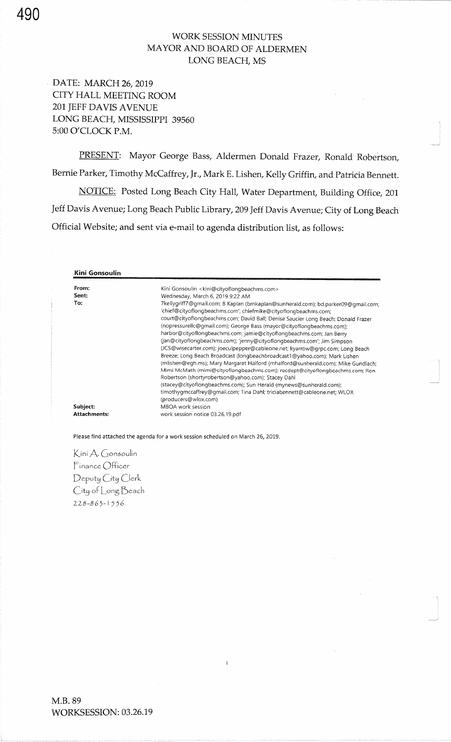# WORK SESSION MINUTES
# MAYOR AND BOARD OF ALDERMEN
# LONG BEACH, MS

DATE: MARCH 26, 2019
CITY HALL MEETING ROOM
201 JEFF DAVIS AVENUE
LONG BEACH, MISSISSIPPI 39560
5:00 O'CLOCK P.M.

PRESENT: Mayor George Bass, Aldermen Donald Frazer, Ronald Robertson, Bernie Parker, Timothy McCaffrey, Jr., Mark E. Lishen, Kelly Griffin, and Patricia Bennett.

NOTICE: Posted Long Beach City Hall, Water Department, Building Office, 201 Jeff Davis Avenue; Long Beach Public Library, 209 Jeff Davis Avenue; City of Long Beach Official Website; and sent via e-mail to agenda distribution list, as follows:

**Kini Gonsoulin**

| | |
|---|---|
| From: | Kini Gonsoulin <kini@cityoflongbeachms.com> |
| Sent: | Wednesday, March 6, 2019 9:22 AM |
| To: | 7kellygriff7@gmail.com; B Kaplan (bmkaplan@sunherald.com); bd.parker09@gmail.com; 'chief@cityoflongbeachms.com'; chiefmike@cityoflongbeachms.com; court@cityoflongbeachms.com; David Ball; Denise Saucier Long Beach; Donald Frazer (nopressurellc@gmail.com); George Bass (mayor@cityoflongbeachms.com); harbor@cityoflongbeachms.com; jamie@cityoflongbeachms.com; Jan Berry (jan@cityoflongbeachms.com); 'jenny@cityoflongbeachms.com'; Jim Simpson (JCS@wisecarter.com); joeculpepper@cableone.net; kyarrow@grpc.com; Long Beach Breeze; Long Beach Broadcast (longbeachbroadcast1@yahoo.com); Mark Lishen (mlishen@egh.ms); Mary Margaret Halford (mhalford@sunherald.com); Mike Gundlach; Mimi McMath (mimi@cityoflongbeachms.com); recdept@cityoflongbeachms.com; Ron Robertson (shortyrobertson@yahoo.com); Stacey Dahl (stacey@cityoflongbeachms.com); Sun Herald (mynews@sunherald.com); timothygmccaffrey@gmail.com; Tina Dahl; triciabennett@cableone.net; WLOX (producers@wlox.com) |
| Subject: | MBOA work session |
| Attachments: | work session notice 03.26.19.pdf |

Please find attached the agenda for a work session scheduled on March 26, 2019.

Kini A. Gonsoulin
Finance Officer
Deputy City Clerk
City of Long Beach
228-863-1556

M.B. 89
WORKSESSION: 03.26.19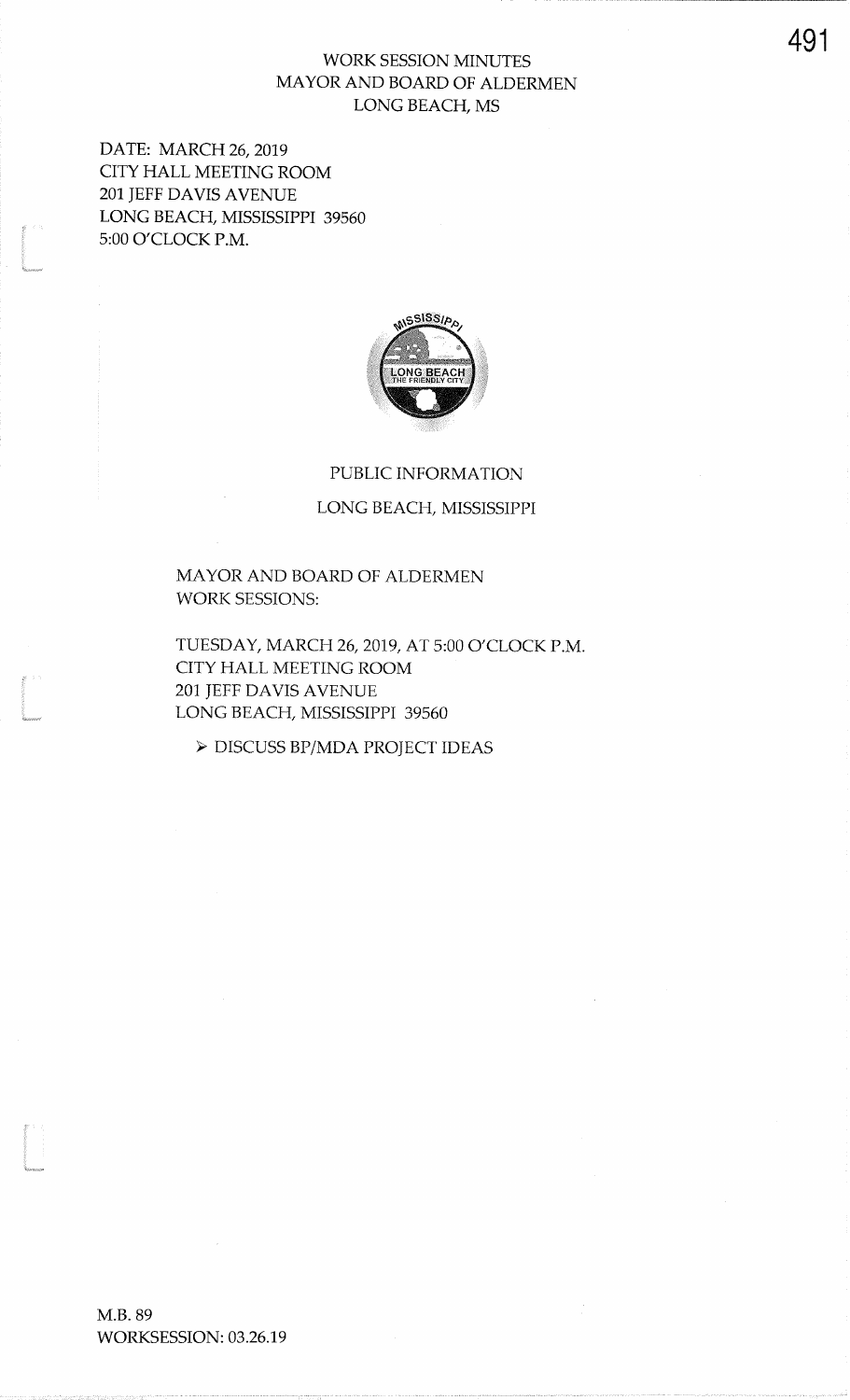WORK SESSION MINUTES
MAYOR AND BOARD OF ALDERMEN
LONG BEACH, MS

DATE: MARCH 26, 2019
CITY HALL MEETING ROOM
201 JEFF DAVIS AVENUE
LONG BEACH, MISSISSIPPI 39560
5:00 O'CLOCK P.M.

PUBLIC INFORMATION

LONG BEACH, MISSISSIPPI

MAYOR AND BOARD OF ALDERMEN
WORK SESSIONS:

TUESDAY, MARCH 26, 2019, AT 5:00 O'CLOCK P.M.
CITY HALL MEETING ROOM
201 JEFF DAVIS AVENUE
LONG BEACH, MISSISSIPPI 39560

- DISCUSS BP/MDA PROJECT IDEAS

M.B. 89
WORKSESSION: 03.26.19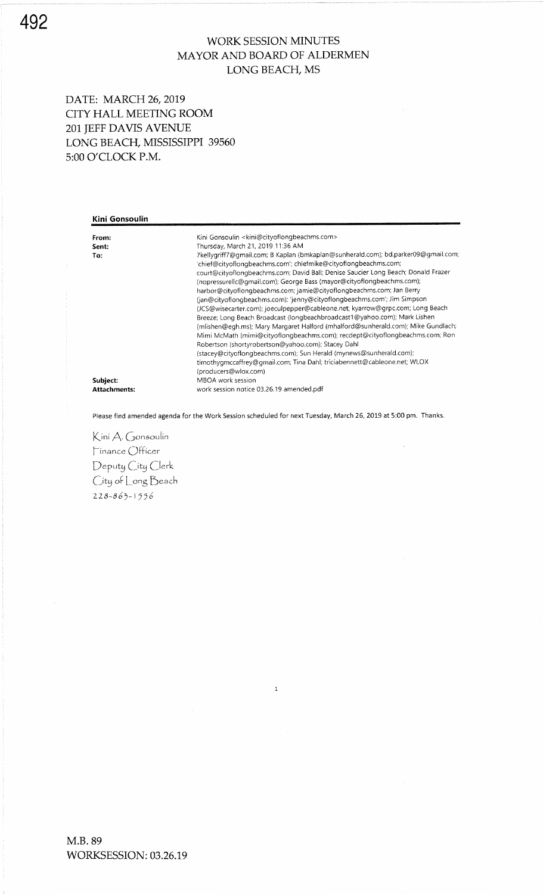# WORK SESSION MINUTES
# MAYOR AND BOARD OF ALDERMEN
# LONG BEACH, MS

DATE: MARCH 26, 2019
CITY HALL MEETING ROOM
201 JEFF DAVIS AVENUE
LONG BEACH, MISSISSIPPI 39560
5:00 O'CLOCK P.M.

**Kini Gonsoulin**

| | |
|---|---|
| **From:** | Kini Gonsoulin <kini@cityoflongbeachms.com> |
| **Sent:** | Thursday, March 21, 2019 11:36 AM |
| **To:** | 7kellygriff7@gmail.com; B Kaplan (bmkaplan@sunherald.com); bd.parker09@gmail.com; 'chief@cityoflongbeachms.com'; chiefmike@cityoflongbeachms.com; court@cityoflongbeachms.com; David Ball; Denise Saucier Long Beach; Donald Frazer (nopressurellc@gmail.com); George Bass (mayor@cityoflongbeachms.com); harbor@cityoflongbeachms.com; jamie@cityoflongbeachms.com; Jan Berry (jan@cityoflongbeachms.com); 'jenny@cityoflongbeachms.com'; Jim Simpson (JCS@wisecarter.com); joeculpepper@cableone.net; kyarrow@grpc.com; Long Beach Breeze; Long Beach Broadcast (longbeachbroadcast1@yahoo.com); Mark Lishen (mlishen@egh.ms); Mary Margaret Halford (mhalford@sunherald.com); Mike Gundlach; Mimi McMath (mimi@cityoflongbeachms.com); recdept@cityoflongbeachms.com; Ron Robertson (shortyrobertson@yahoo.com); Stacey Dahl (stacey@cityoflongbeachms.com); Sun Herald (mynews@sunherald.com); timothygmccaffrey@gmail.com; Tina Dahl; triciabennett@cableone.net; WLOX (producers@wlox.com) |
| **Subject:** | MBOA work session |
| **Attachments:** | work session notice 03.26.19 amended.pdf |

Please find amended agenda for the Work Session scheduled for next Tuesday, March 26, 2019 at 5:00 pm. Thanks.

Kini A. Gonsoulin
Finance Officer
Deputy City Clerk
City of Long Beach
228-863-1556

M.B. 89
WORKSESSION: 03.26.19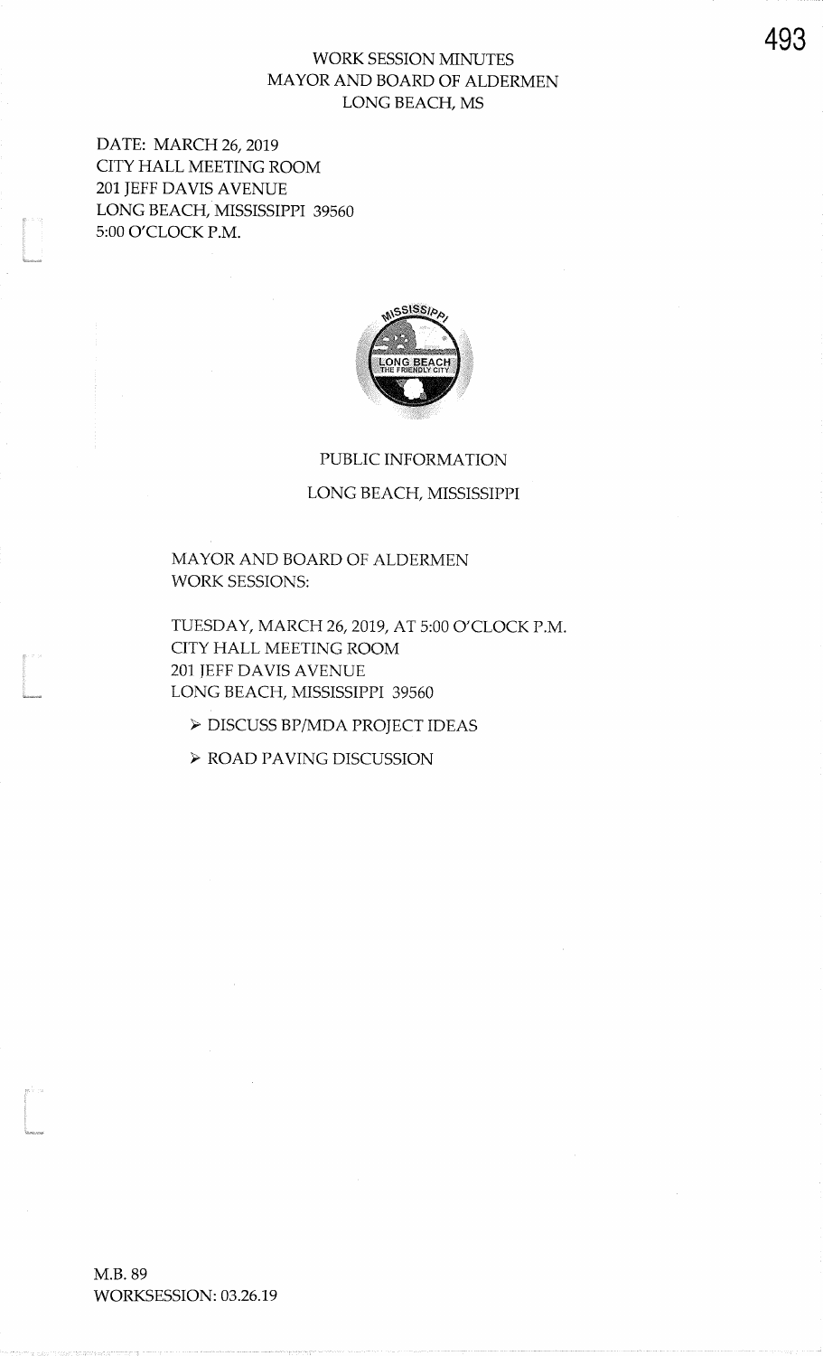WORK SESSION MINUTES
MAYOR AND BOARD OF ALDERMEN
LONG BEACH, MS

DATE: MARCH 26, 2019
CITY HALL MEETING ROOM
201 JEFF DAVIS AVENUE
LONG BEACH, MISSISSIPPI 39560
5:00 O'CLOCK P.M.

PUBLIC INFORMATION

LONG BEACH, MISSISSIPPI

MAYOR AND BOARD OF ALDERMEN
WORK SESSIONS:

TUESDAY, MARCH 26, 2019, AT 5:00 O'CLOCK P.M.
CITY HALL MEETING ROOM
201 JEFF DAVIS AVENUE
LONG BEACH, MISSISSIPPI 39560

- DISCUSS BP/MDA PROJECT IDEAS
- ROAD PAVING DISCUSSION

M.B. 89
WORKSESSION: 03.26.19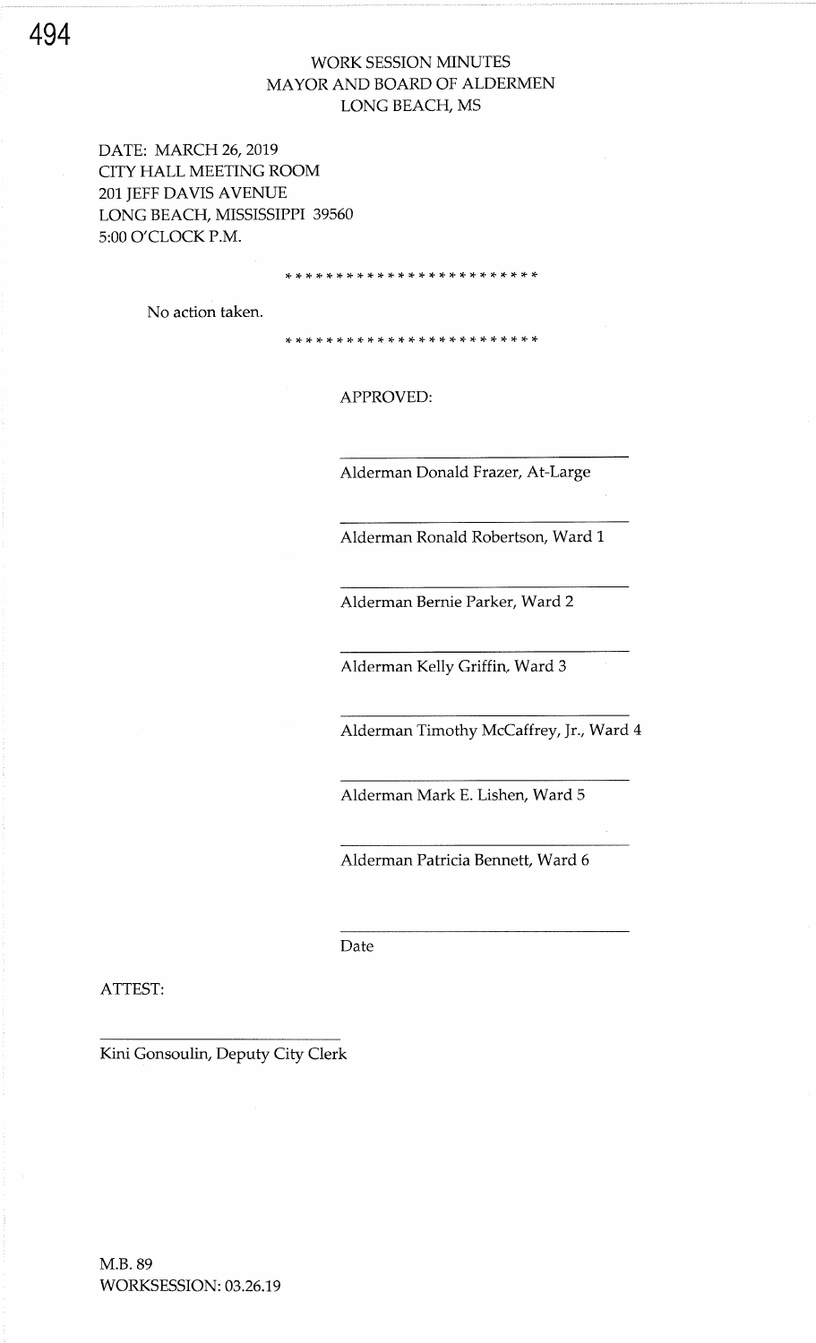WORK SESSION MINUTES
MAYOR AND BOARD OF ALDERMEN
LONG BEACH, MS

DATE: MARCH 26, 2019
CITY HALL MEETING ROOM
201 JEFF DAVIS AVENUE
LONG BEACH, MISSISSIPPI 39560
5:00 O'CLOCK P.M.

* * * * * * * * * * * * * * * * * * * * * * * * *

No action taken.

* * * * * * * * * * * * * * * * * * * * * * * * *

APPROVED:

______________________________
Alderman Donald Frazer, At-Large

______________________________
Alderman Ronald Robertson, Ward 1

______________________________
Alderman Bernie Parker, Ward 2

______________________________
Alderman Kelly Griffin, Ward 3

______________________________
Alderman Timothy McCaffrey, Jr., Ward 4

______________________________
Alderman Mark E. Lishen, Ward 5

______________________________
Alderman Patricia Bennett, Ward 6

______________________________
Date

ATTEST:

______________________________
Kini Gonsoulin, Deputy City Clerk

M.B. 89
WORKSESSION: 03.26.19